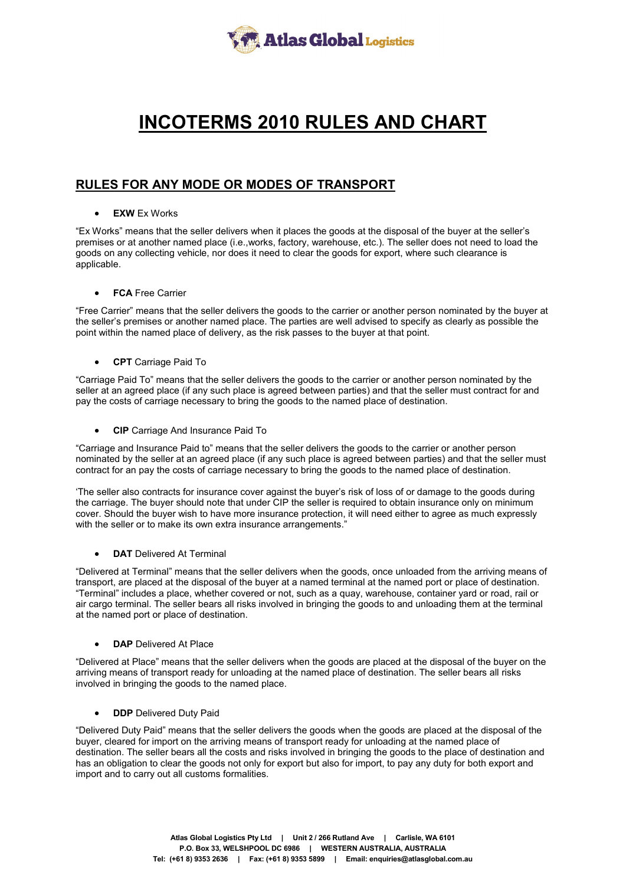# INCOTERMS 2010 RULES AND CHART

## RULES FOR ANY MODE OR MODES OF TRANSPORT

- **EXW** Ex Works

"Ex Works" means that the seller delivers when it places the goods at the disposal of the buyer at the seller's premises or at another named place (i.e.,works, factory, warehouse, etc.). The seller does not need to load the goods on any collecting vehicle, nor does it need to clear the goods for export, where such clearance is applicable.

- **FCA** Free Carrier

"Free Carrier" means that the seller delivers the goods to the carrier or another person nominated by the buyer at the seller's premises or another named place. The parties are well advised to specify as clearly as possible the point within the named place of delivery, as the risk passes to the buyer at that point.

- **CPT** Carriage Paid To

"Carriage Paid To" means that the seller delivers the goods to the carrier or another person nominated by the seller at an agreed place (if any such place is agreed between parties) and that the seller must contract for and pay the costs of carriage necessary to bring the goods to the named place of destination.

- **CIP** Carriage And Insurance Paid To

"Carriage and Insurance Paid to" means that the seller delivers the goods to the carrier or another person nominated by the seller at an agreed place (if any such place is agreed between parties) and that the seller must contract for an pay the costs of carriage necessary to bring the goods to the named place of destination.

'The seller also contracts for insurance cover against the buyer's risk of loss of or damage to the goods during the carriage. The buyer should note that under CIP the seller is required to obtain insurance only on minimum cover. Should the buyer wish to have more insurance protection, it will need either to agree as much expressly with the seller or to make its own extra insurance arrangements."

- **DAT** Delivered At Terminal

"Delivered at Terminal" means that the seller delivers when the goods, once unloaded from the arriving means of transport, are placed at the disposal of the buyer at a named terminal at the named port or place of destination. "Terminal" includes a place, whether covered or not, such as a quay, warehouse, container yard or road, rail or air cargo terminal. The seller bears all risks involved in bringing the goods to and unloading them at the terminal at the named port or place of destination.

- **DAP** Delivered At Place

"Delivered at Place" means that the seller delivers when the goods are placed at the disposal of the buyer on the arriving means of transport ready for unloading at the named place of destination. The seller bears all risks involved in bringing the goods to the named place.

- **DDP** Delivered Duty Paid

"Delivered Duty Paid" means that the seller delivers the goods when the goods are placed at the disposal of the buyer, cleared for import on the arriving means of transport ready for unloading at the named place of destination. The seller bears all the costs and risks involved in bringing the goods to the place of destination and has an obligation to clear the goods not only for export but also for import, to pay any duty for both export and import and to carry out all customs formalities.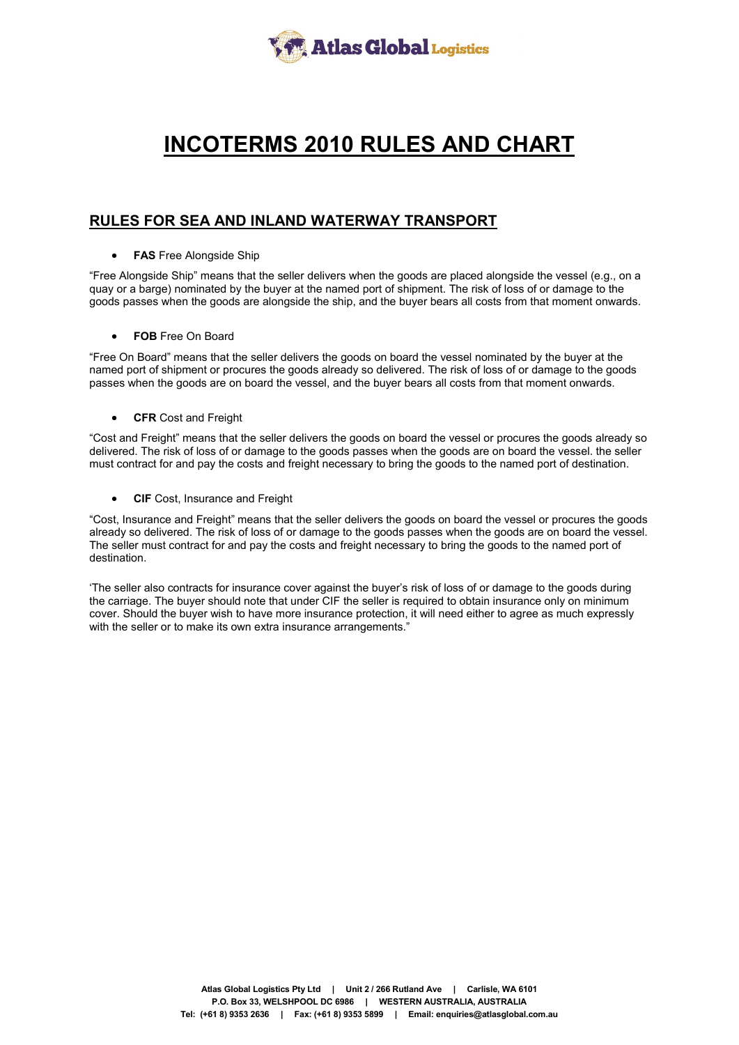# INCOTERMS 2010 RULES AND CHART

## RULES FOR SEA AND INLAND WATERWAY TRANSPORT

- **FAS** Free Alongside Ship

"Free Alongside Ship" means that the seller delivers when the goods are placed alongside the vessel (e.g., on a quay or a barge) nominated by the buyer at the named port of shipment. The risk of loss of or damage to the goods passes when the goods are alongside the ship, and the buyer bears all costs from that moment onwards.

- **FOB** Free On Board

"Free On Board" means that the seller delivers the goods on board the vessel nominated by the buyer at the named port of shipment or procures the goods already so delivered. The risk of loss of or damage to the goods passes when the goods are on board the vessel, and the buyer bears all costs from that moment onwards.

- **CFR** Cost and Freight

"Cost and Freight" means that the seller delivers the goods on board the vessel or procures the goods already so delivered. The risk of loss of or damage to the goods passes when the goods are on board the vessel. the seller must contract for and pay the costs and freight necessary to bring the goods to the named port of destination.

- **CIF** Cost, Insurance and Freight

"Cost, Insurance and Freight" means that the seller delivers the goods on board the vessel or procures the goods already so delivered. The risk of loss of or damage to the goods passes when the goods are on board the vessel. The seller must contract for and pay the costs and freight necessary to bring the goods to the named port of destination.

'The seller also contracts for insurance cover against the buyer's risk of loss of or damage to the goods during the carriage. The buyer should note that under CIF the seller is required to obtain insurance only on minimum cover. Should the buyer wish to have more insurance protection, it will need either to agree as much expressly with the seller or to make its own extra insurance arrangements."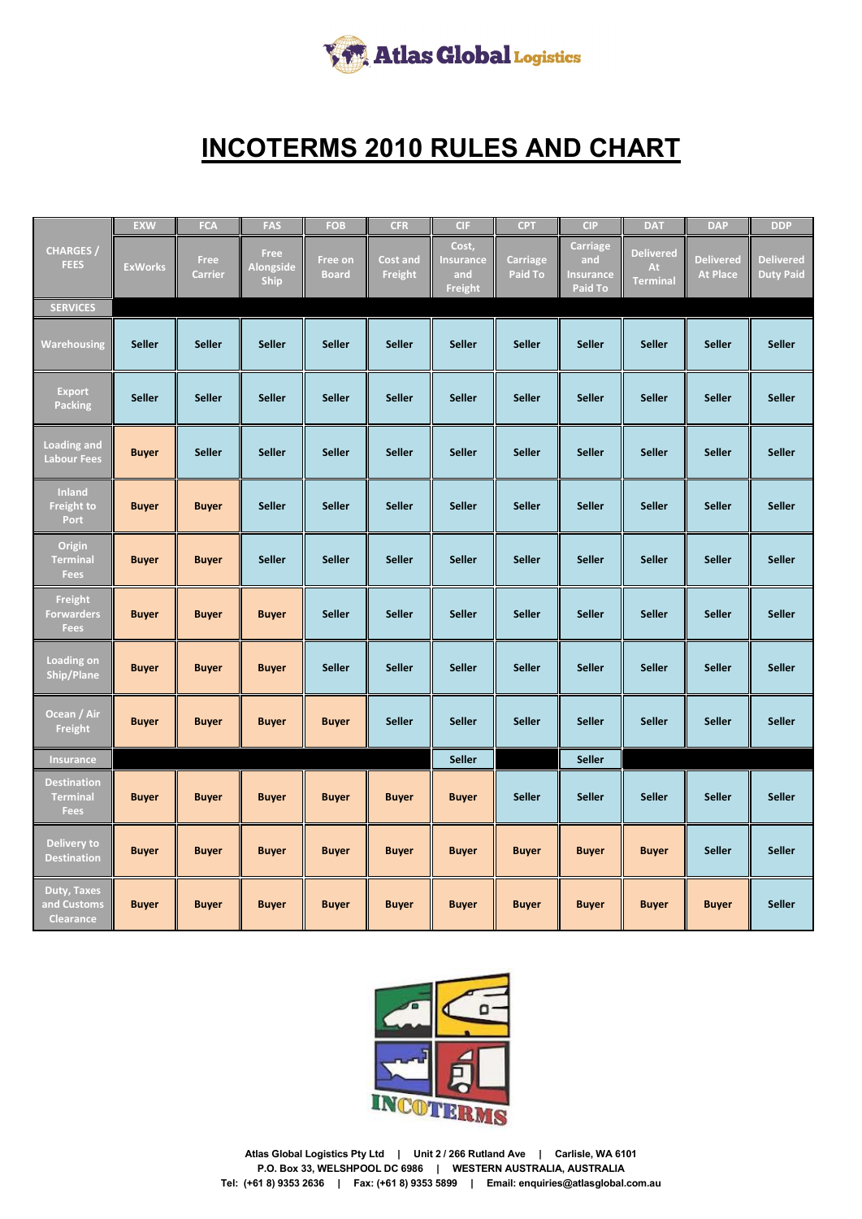# INCOTERMS 2010 RULES AND CHART

| CHARGES / FEES | EXW ExWorks | FCA Free Carrier | FAS Free Alongside Ship | FOB Free on Board | CFR Cost and Freight | CIF Cost, Insurance and Freight | CPT Carriage Paid To | CIP Carriage and Insurance Paid To | DAT Delivered At Terminal | DAP Delivered At Place | DDP Delivered Duty Paid |
|---|---|---|---|---|---|---|---|---|---|---|---|
| SERVICES | | | | | | | | | | | |
| Warehousing | Seller | Seller | Seller | Seller | Seller | Seller | Seller | Seller | Seller | Seller | Seller |
| Export Packing | Seller | Seller | Seller | Seller | Seller | Seller | Seller | Seller | Seller | Seller | Seller |
| Loading and Labour Fees | Buyer | Seller | Seller | Seller | Seller | Seller | Seller | Seller | Seller | Seller | Seller |
| Inland Freight to Port | Buyer | Buyer | Seller | Seller | Seller | Seller | Seller | Seller | Seller | Seller | Seller |
| Origin Terminal Fees | Buyer | Buyer | Seller | Seller | Seller | Seller | Seller | Seller | Seller | Seller | Seller |
| Freight Forwarders Fees | Buyer | Buyer | Buyer | Seller | Seller | Seller | Seller | Seller | Seller | Seller | Seller |
| Loading on Ship/Plane | Buyer | Buyer | Buyer | Seller | Seller | Seller | Seller | Seller | Seller | Seller | Seller |
| Ocean / Air Freight | Buyer | Buyer | Buyer | Buyer | Seller | Seller | Seller | Seller | Seller | Seller | Seller |
| Insurance | | | | | | Seller | | Seller | | | |
| Destination Terminal Fees | Buyer | Buyer | Buyer | Buyer | Buyer | Buyer | Seller | Seller | Seller | Seller | Seller |
| Delivery to Destination | Buyer | Buyer | Buyer | Buyer | Buyer | Buyer | Buyer | Buyer | Buyer | Seller | Seller |
| Duty, Taxes and Customs Clearance | Buyer | Buyer | Buyer | Buyer | Buyer | Buyer | Buyer | Buyer | Buyer | Buyer | Seller |

INCOTERMS

Atlas Global Logistics Pty Ltd | Unit 2 / 266 Rutland Ave | Carlisle, WA 6101
P.O. Box 33, WELSHPOOL DC 6986 | WESTERN AUSTRALIA, AUSTRALIA
Tel: (+61 8) 9353 2636 | Fax: (+61 8) 9353 5899 | Email: enquiries@atlasglobal.com.au